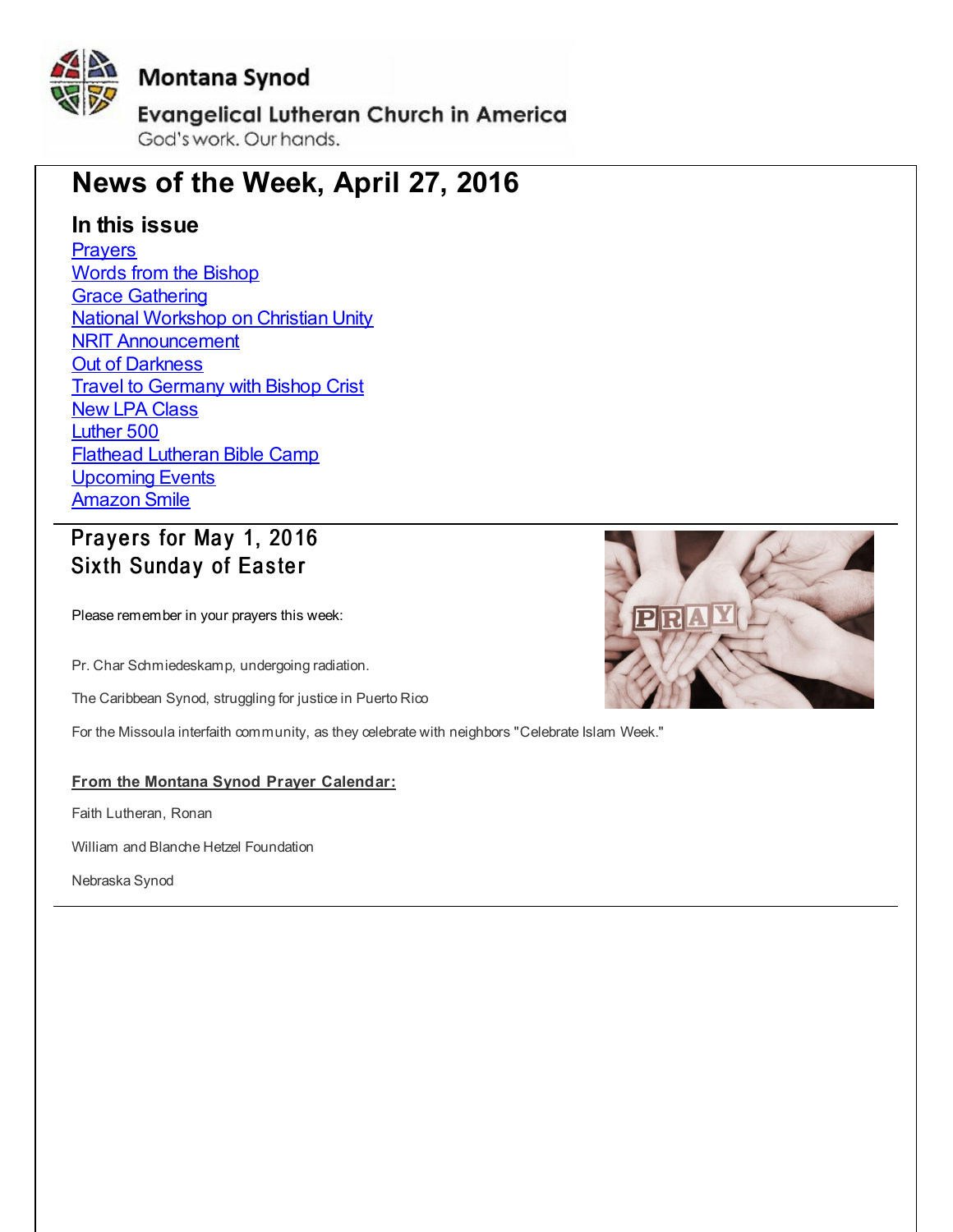Montana Synod

Evangelical Lutheran Church in America

God's work. Our hands.

# News of the Week, April 27, 2016

## In this issue

- Prayers
- Words from the Bishop
- Grace Gathering
- National Workshop on Christian Unity
- NRIT Announcement
- Out of Darkness
- Travel to Germany with Bishop Crist
- New LPA Class
- Luther 500
- Flathead Lutheran Bible Camp
- Upcoming Events
- Amazon Smile

## Prayers for May 1, 2016
## Sixth Sunday of Easter

Please remember in your prayers this week:

Pr. Char Schmiedeskamp, undergoing radiation.

The Caribbean Synod, struggling for justice in Puerto Rico

For the Missoula interfaith community, as they celebrate with neighbors "Celebrate Islam Week."

**From the Montana Synod Prayer Calendar:**

Faith Lutheran, Ronan

William and Blanche Hetzel Foundation

Nebraska Synod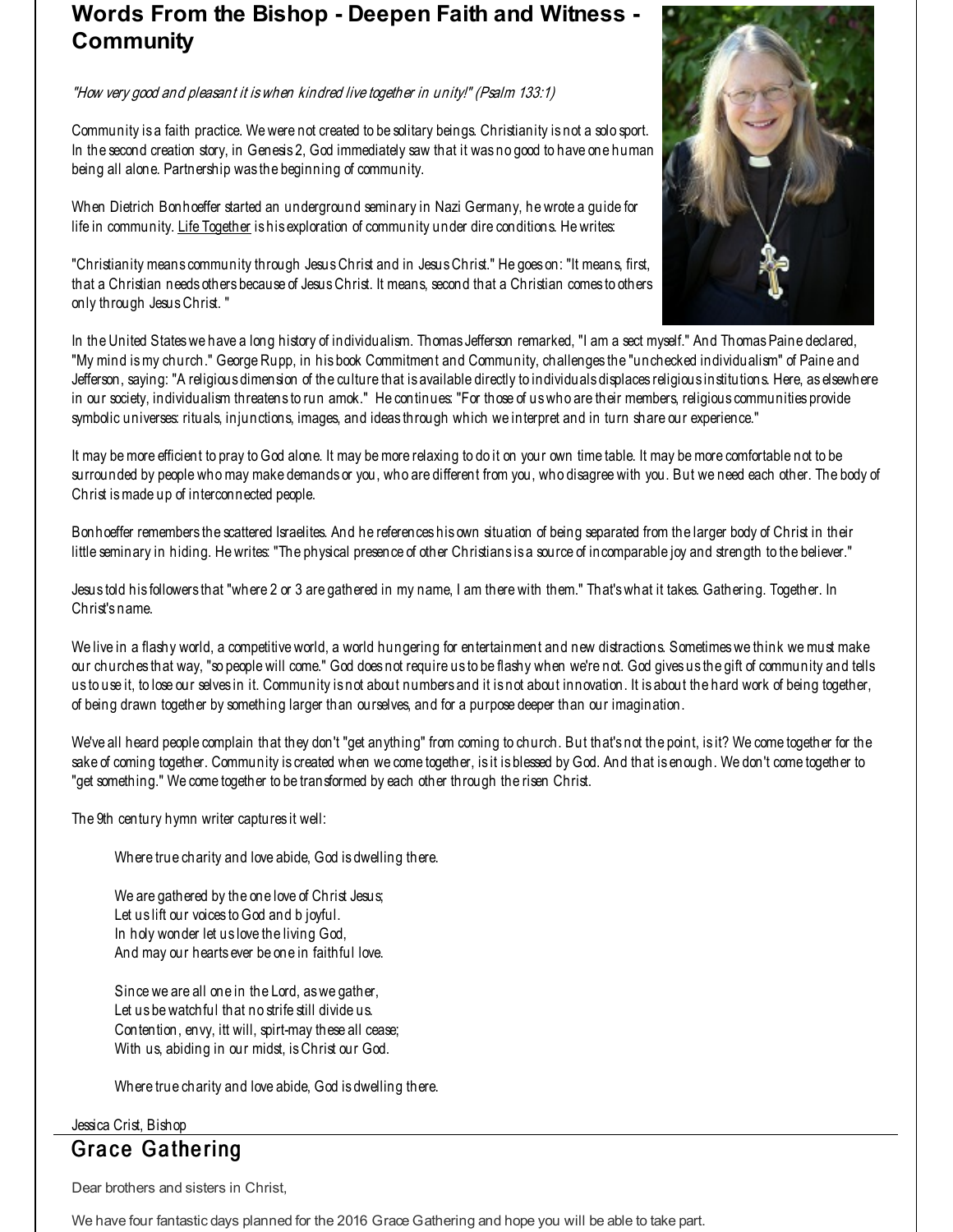# Words From the Bishop - Deepen Faith and Witness - Community

*"How very good and pleasant it is when kindred live together in unity!" (Psalm 133:1)*

Community is a faith practice. We were not created to be solitary beings. Christianity is not a solo sport. In the second creation story, in Genesis 2, God immediately saw that it was no good to have one human being all alone. Partnership was the beginning of community.

When Dietrich Bonhoeffer started an underground seminary in Nazi Germany, he wrote a guide for life in community. Life Together is his exploration of community under dire conditions. He writes:

"Christianity means community through Jesus Christ and in Jesus Christ." He goes on: "It means, first, that a Christian needs others because of Jesus Christ. It means, second that a Christian comes to others only through Jesus Christ. "

In the United States we have a long history of individualism. Thomas Jefferson remarked, "I am a sect myself." And Thomas Paine declared, "My mind is my church." George Rupp, in his book Commitment and Community, challenges the "unchecked individualism" of Paine and Jefferson, saying: "A religious dimension of the culture that is available directly to individuals displaces religious institutions. Here, as elsewhere in our society, individualism threatens to run amok." He continues: "For those of us who are their members, religious communities provide symbolic universes: rituals, injunctions, images, and ideas through which we interpret and in turn share our experience."

It may be more efficient to pray to God alone. It may be more relaxing to do it on your own time table. It may be more comfortable not to be surrounded by people who may make demands or you, who are different from you, who disagree with you. But we need each other. The body of Christ is made up of interconnected people.

Bonhoeffer remembers the scattered Israelites. And he references his own situation of being separated from the larger body of Christ in their little seminary in hiding. He writes: "The physical presence of other Christians is a source of incomparable joy and strength to the believer."

Jesus told his followers that "where 2 or 3 are gathered in my name, I am there with them." That's what it takes. Gathering. Together. In Christ's name.

We live in a flashy world, a competitive world, a world hungering for entertainment and new distractions. Sometimes we think we must make our churches that way, "so people will come." God does not require us to be flashy when we're not. God gives us the gift of community and tells us to use it, to lose our selves in it. Community is not about numbers and it is not about innovation. It is about the hard work of being together, of being drawn together by something larger than ourselves, and for a purpose deeper than our imagination.

We've all heard people complain that they don't "get anything" from coming to church. But that's not the point, is it? We come together for the sake of coming together. Community is created when we come together, is it is blessed by God. And that is enough. We don't come together to "get something." We come together to be transformed by each other through the risen Christ.

The 9th century hymn writer captures it well:

> Where true charity and love abide, God is dwelling there.
>
> We are gathered by the one love of Christ Jesus;
> Let us lift our voices to God and b joyful.
> In holy wonder let us love the living God,
> And may our hearts ever be one in faithful love.
>
> Since we are all one in the Lord, as we gather,
> Let us be watchful that no strife still divide us.
> Contention, envy, itt will, spirt-may these all cease;
> With us, abiding in our midst, is Christ our God.
>
> Where true charity and love abide, God is dwelling there.

Jessica Crist, Bishop

## Grace Gathering

Dear brothers and sisters in Christ,

We have four fantastic days planned for the 2016 Grace Gathering and hope you will be able to take part.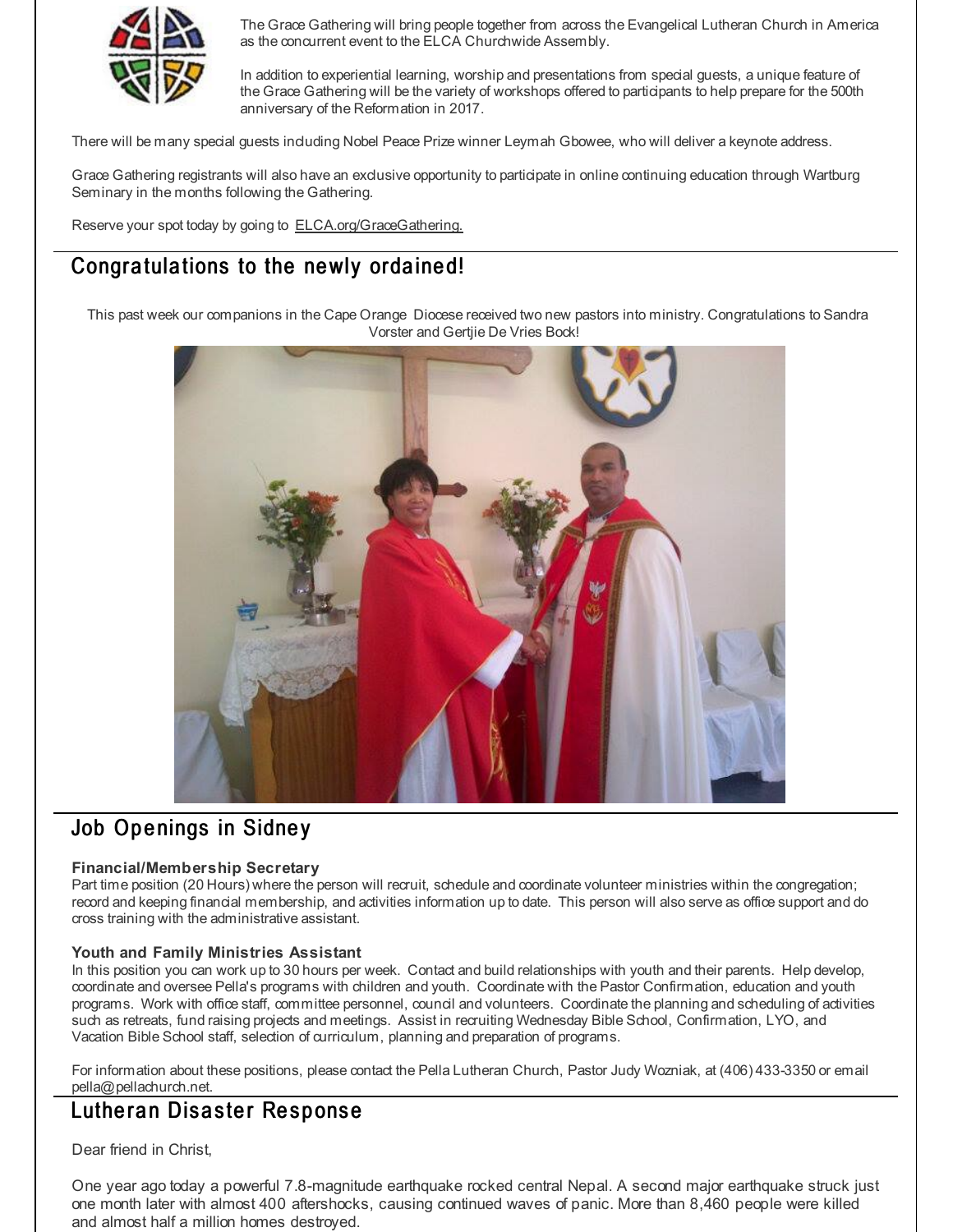The Grace Gathering will bring people together from across the Evangelical Lutheran Church in America as the concurrent event to the ELCA Churchwide Assembly.

In addition to experiential learning, worship and presentations from special guests, a unique feature of the Grace Gathering will be the variety of workshops offered to participants to help prepare for the 500th anniversary of the Reformation in 2017.

There will be many special guests including Nobel Peace Prize winner Leymah Gbowee, who will deliver a keynote address.

Grace Gathering registrants will also have an exclusive opportunity to participate in online continuing education through Wartburg Seminary in the months following the Gathering.

Reserve your spot today by going to ELCA.org/GraceGathering.

## Congratulations to the newly ordained!

This past week our companions in the Cape Orange Diocese received two new pastors into ministry. Congratulations to Sandra Vorster and Gertjie De Vries Bock!

## Job Openings in Sidney

**Financial/Membership Secretary**
Part time position (20 Hours) where the person will recruit, schedule and coordinate volunteer ministries within the congregation; record and keeping financial membership, and activities information up to date. This person will also serve as office support and do cross training with the administrative assistant.

**Youth and Family Ministries Assistant**
In this position you can work up to 30 hours per week. Contact and build relationships with youth and their parents. Help develop, coordinate and oversee Pella's programs with children and youth. Coordinate with the Pastor Confirmation, education and youth programs. Work with office staff, committee personnel, council and volunteers. Coordinate the planning and scheduling of activities such as retreats, fund raising projects and meetings. Assist in recruiting Wednesday Bible School, Confirmation, LYO, and Vacation Bible School staff, selection of curriculum, planning and preparation of programs.

For information about these positions, please contact the Pella Lutheran Church, Pastor Judy Wozniak, at (406) 433-3350 or email pella@pellachurch.net.

## Lutheran Disaster Response

Dear friend in Christ,

One year ago today a powerful 7.8-magnitude earthquake rocked central Nepal. A second major earthquake struck just one month later with almost 400 aftershocks, causing continued waves of panic. More than 8,460 people were killed and almost half a million homes destroyed.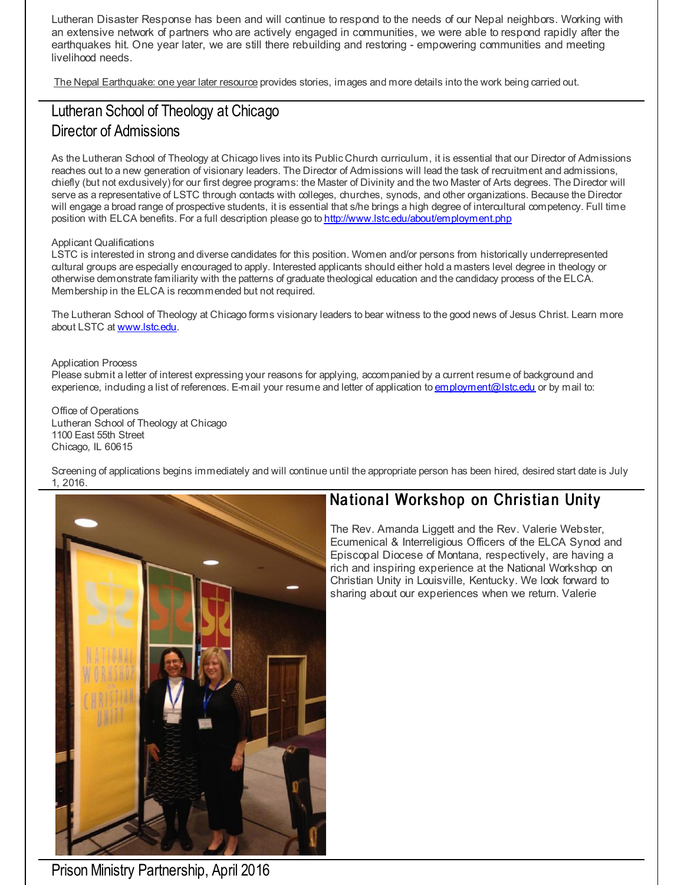Lutheran Disaster Response has been and will continue to respond to the needs of our Nepal neighbors. Working with an extensive network of partners who are actively engaged in communities, we were able to respond rapidly after the earthquakes hit. One year later, we are still there rebuilding and restoring - empowering communities and meeting livelihood needs.

The Nepal Earthquake: one year later resource provides stories, images and more details into the work being carried out.

## Lutheran School of Theology at Chicago Director of Admissions

As the Lutheran School of Theology at Chicago lives into its Public Church curriculum, it is essential that our Director of Admissions reaches out to a new generation of visionary leaders. The Director of Admissions will lead the task of recruitment and admissions, chiefly (but not exclusively) for our first degree programs: the Master of Divinity and the two Master of Arts degrees. The Director will serve as a representative of LSTC through contacts with colleges, churches, synods, and other organizations. Because the Director will engage a broad range of prospective students, it is essential that s/he brings a high degree of intercultural competency. Full time position with ELCA benefits. For a full description please go to http://www.lstc.edu/about/employment.php

Applicant Qualifications
LSTC is interested in strong and diverse candidates for this position. Women and/or persons from historically underrepresented cultural groups are especially encouraged to apply. Interested applicants should either hold a masters level degree in theology or otherwise demonstrate familiarity with the patterns of graduate theological education and the candidacy process of the ELCA. Membership in the ELCA is recommended but not required.

The Lutheran School of Theology at Chicago forms visionary leaders to bear witness to the good news of Jesus Christ. Learn more about LSTC at www.lstc.edu.

Application Process
Please submit a letter of interest expressing your reasons for applying, accompanied by a current resume of background and experience, including a list of references. E-mail your resume and letter of application to employment@lstc.edu or by mail to:

Office of Operations
Lutheran School of Theology at Chicago
1100 East 55th Street
Chicago, IL 60615

Screening of applications begins immediately and will continue until the appropriate person has been hired, desired start date is July 1, 2016.

## National Workshop on Christian Unity

The Rev. Amanda Liggett and the Rev. Valerie Webster, Ecumenical & Interreligious Officers of the ELCA Synod and Episcopal Diocese of Montana, respectively, are having a rich and inspiring experience at the National Workshop on Christian Unity in Louisville, Kentucky. We look forward to sharing about our experiences when we return. Valerie

## Prison Ministry Partnership, April 2016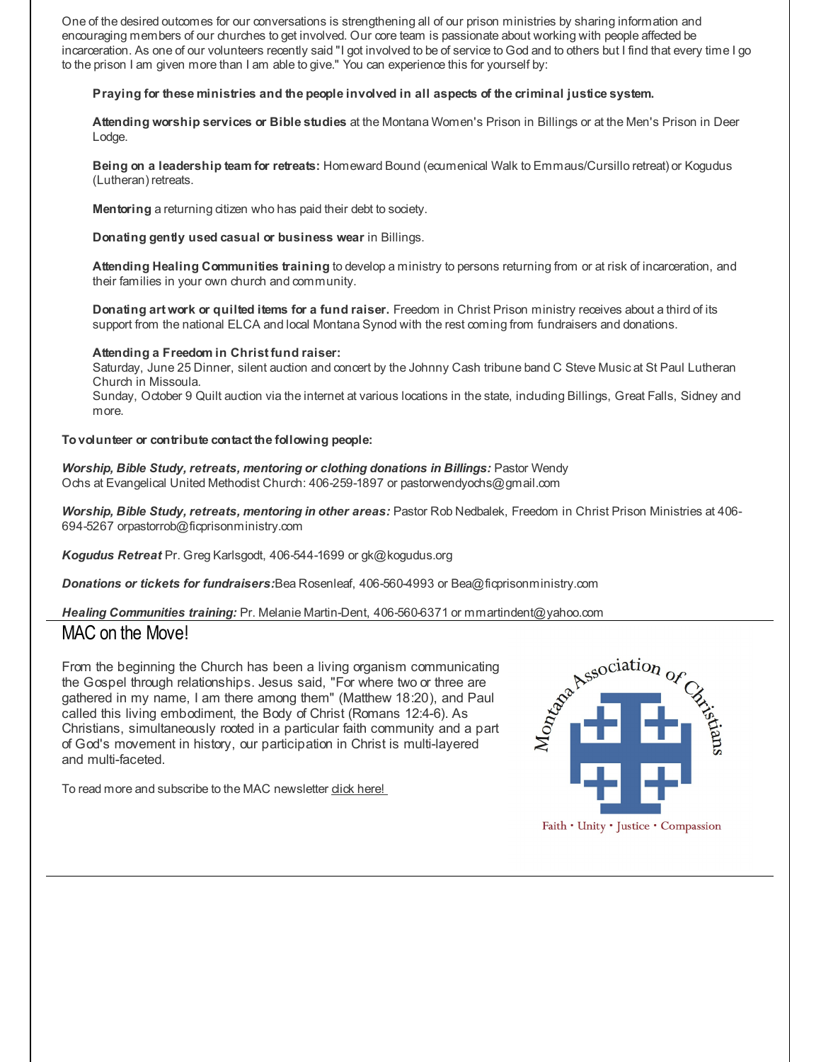One of the desired outcomes for our conversations is strengthening all of our prison ministries by sharing information and encouraging members of our churches to get involved. Our core team is passionate about working with people affected be incarceration. As one of our volunteers recently said "I got involved to be of service to God and to others but I find that every time I go to the prison I am given more than I am able to give." You can experience this for yourself by:

> **Praying for these ministries and the people involved in all aspects of the criminal justice system.**
>
> **Attending worship services or Bible studies** at the Montana Women's Prison in Billings or at the Men's Prison in Deer Lodge.
>
> **Being on a leadership team for retreats:** Homeward Bound (ecumenical Walk to Emmaus/Cursillo retreat) or Kogudus (Lutheran) retreats.
>
> **Mentoring** a returning citizen who has paid their debt to society.
>
> **Donating gently used casual or business wear** in Billings.
>
> **Attending Healing Communities training** to develop a ministry to persons returning from or at risk of incarceration, and their families in your own church and community.
>
> **Donating art work or quilted items for a fund raiser.** Freedom in Christ Prison ministry receives about a third of its support from the national ELCA and local Montana Synod with the rest coming from fundraisers and donations.
>
> **Attending a Freedom in Christ fund raiser:**
> Saturday, June 25 Dinner, silent auction and concert by the Johnny Cash tribune band C Steve Music at St Paul Lutheran Church in Missoula.
> Sunday, October 9 Quilt auction via the internet at various locations in the state, including Billings, Great Falls, Sidney and more.

**To volunteer or contribute contact the following people:**

***Worship, Bible Study, retreats, mentoring or clothing donations in Billings:*** Pastor Wendy Ochs at Evangelical United Methodist Church: 406-259-1897 or pastorwendyochs@gmail.com

***Worship, Bible Study, retreats, mentoring in other areas:*** Pastor Rob Nedbalek, Freedom in Christ Prison Ministries at 406-694-5267 orpastorrob@ficprisonministry.com

***Kogudus Retreat*** Pr. Greg Karlsgodt, 406-544-1699 or gk@kogudus.org

***Donations or tickets for fundraisers:***Bea Rosenleaf, 406-560-4993 or Bea@ficprisonministry.com

***Healing Communities training:*** Pr. Melanie Martin-Dent, 406-560-6371 or mmartindent@yahoo.com

## MAC on the Move!

From the beginning the Church has been a living organism communicating the Gospel through relationships. Jesus said, "For where two or three are gathered in my name, I am there among them" (Matthew 18:20), and Paul called this living embodiment, the Body of Christ (Romans 12:4-6). As Christians, simultaneously rooted in a particular faith community and a part of God's movement in history, our participation in Christ is multi-layered and multi-faceted.

To read more and subscribe to the MAC newsletter click here!

Montana Association of Christians

Faith • Unity • Justice • Compassion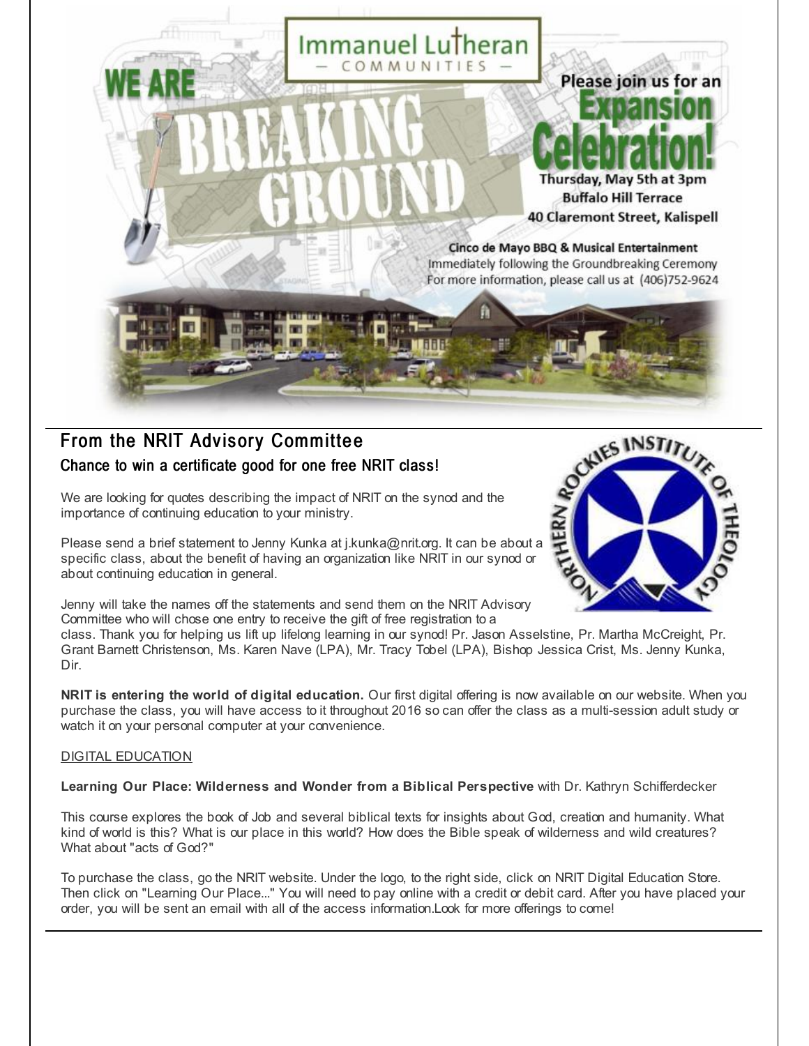Immanuel Lutheran
— COMMUNITIES —

WE ARE BREAKING GROUND

Please join us for an Expansion Celebration!

Thursday, May 5th at 3pm
Buffalo Hill Terrace
40 Claremont Street, Kalispell

Cinco de Mayo BBQ & Musical Entertainment
Immediately following the Groundbreaking Ceremony
For more information, please call us at (406)752-9624

## From the NRIT Advisory Committee

### Chance to win a certificate good for one free NRIT class!

We are looking for quotes describing the impact of NRIT on the synod and the importance of continuing education to your ministry.

Please send a brief statement to Jenny Kunka at j.kunka@nrit.org. It can be about a specific class, about the benefit of having an organization like NRIT in our synod or about continuing education in general.

Jenny will take the names off the statements and send them on the NRIT Advisory Committee who will chose one entry to receive the gift of free registration to a class. Thank you for helping us lift up lifelong learning in our synod! Pr. Jason Asselstine, Pr. Martha McCreight, Pr. Grant Barnett Christenson, Ms. Karen Nave (LPA), Mr. Tracy Tobel (LPA), Bishop Jessica Crist, Ms. Jenny Kunka, Dir.

**NRIT is entering the world of digital education.** Our first digital offering is now available on our website. When you purchase the class, you will have access to it throughout 2016 so can offer the class as a multi-session adult study or watch it on your personal computer at your convenience.

DIGITAL EDUCATION

**Learning Our Place: Wilderness and Wonder from a Biblical Perspective** with Dr. Kathryn Schifferdecker

This course explores the book of Job and several biblical texts for insights about God, creation and humanity. What kind of world is this? What is our place in this world? How does the Bible speak of wilderness and wild creatures? What about "acts of God?"

To purchase the class, go the NRIT website. Under the logo, to the right side, click on NRIT Digital Education Store. Then click on "Learning Our Place..." You will need to pay online with a credit or debit card. After you have placed your order, you will be sent an email with all of the access information.Look for more offerings to come!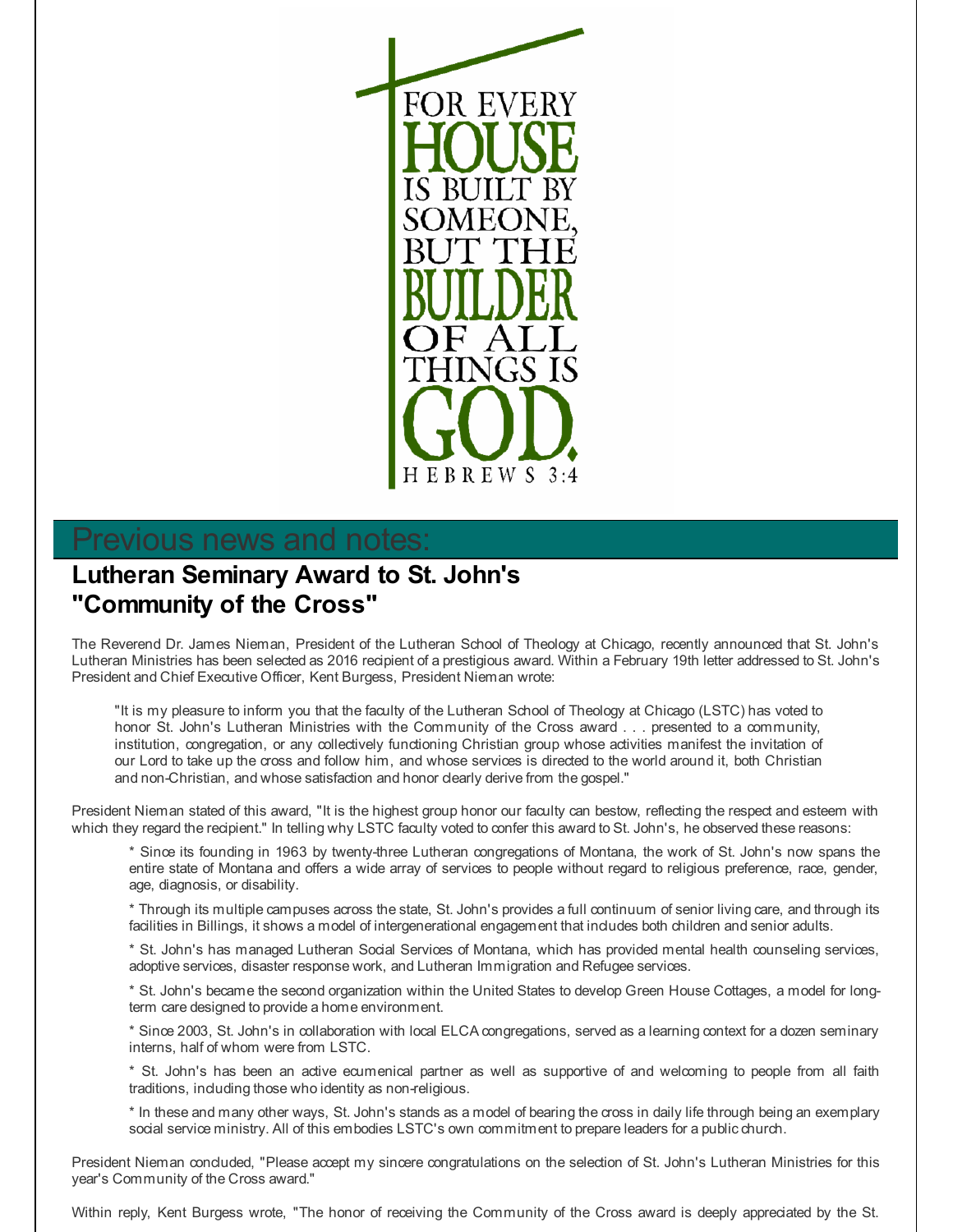FOR EVERY HOUSE IS BUILT BY SOMEONE, BUT THE BUILDER OF ALL THINGS IS GOD.

HEBREWS 3:4

## Previous news and notes:

### Lutheran Seminary Award to St. John's "Community of the Cross"

The Reverend Dr. James Nieman, President of the Lutheran School of Theology at Chicago, recently announced that St. John's Lutheran Ministries has been selected as 2016 recipient of a prestigious award. Within a February 19th letter addressed to St. John's President and Chief Executive Officer, Kent Burgess, President Nieman wrote:

> "It is my pleasure to inform you that the faculty of the Lutheran School of Theology at Chicago (LSTC) has voted to honor St. John's Lutheran Ministries with the Community of the Cross award . . . presented to a community, institution, congregation, or any collectively functioning Christian group whose activities manifest the invitation of our Lord to take up the cross and follow him, and whose services is directed to the world around it, both Christian and non-Christian, and whose satisfaction and honor clearly derive from the gospel."

President Nieman stated of this award, "It is the highest group honor our faculty can bestow, reflecting the respect and esteem with which they regard the recipient." In telling why LSTC faculty voted to confer this award to St. John's, he observed these reasons:

* Since its founding in 1963 by twenty-three Lutheran congregations of Montana, the work of St. John's now spans the entire state of Montana and offers a wide array of services to people without regard to religious preference, race, gender, age, diagnosis, or disability.

* Through its multiple campuses across the state, St. John's provides a full continuum of senior living care, and through its facilities in Billings, it shows a model of intergenerational engagement that includes both children and senior adults.

* St. John's has managed Lutheran Social Services of Montana, which has provided mental health counseling services, adoptive services, disaster response work, and Lutheran Immigration and Refugee services.

* St. John's became the second organization within the United States to develop Green House Cottages, a model for long-term care designed to provide a home environment.

* Since 2003, St. John's in collaboration with local ELCA congregations, served as a learning context for a dozen seminary interns, half of whom were from LSTC.

* St. John's has been an active ecumenical partner as well as supportive of and welcoming to people from all faith traditions, including those who identity as non-religious.

* In these and many other ways, St. John's stands as a model of bearing the cross in daily life through being an exemplary social service ministry. All of this embodies LSTC's own commitment to prepare leaders for a public church.

President Nieman concluded, "Please accept my sincere congratulations on the selection of St. John's Lutheran Ministries for this year's Community of the Cross award."

Within reply, Kent Burgess wrote, "The honor of receiving the Community of the Cross award is deeply appreciated by the St.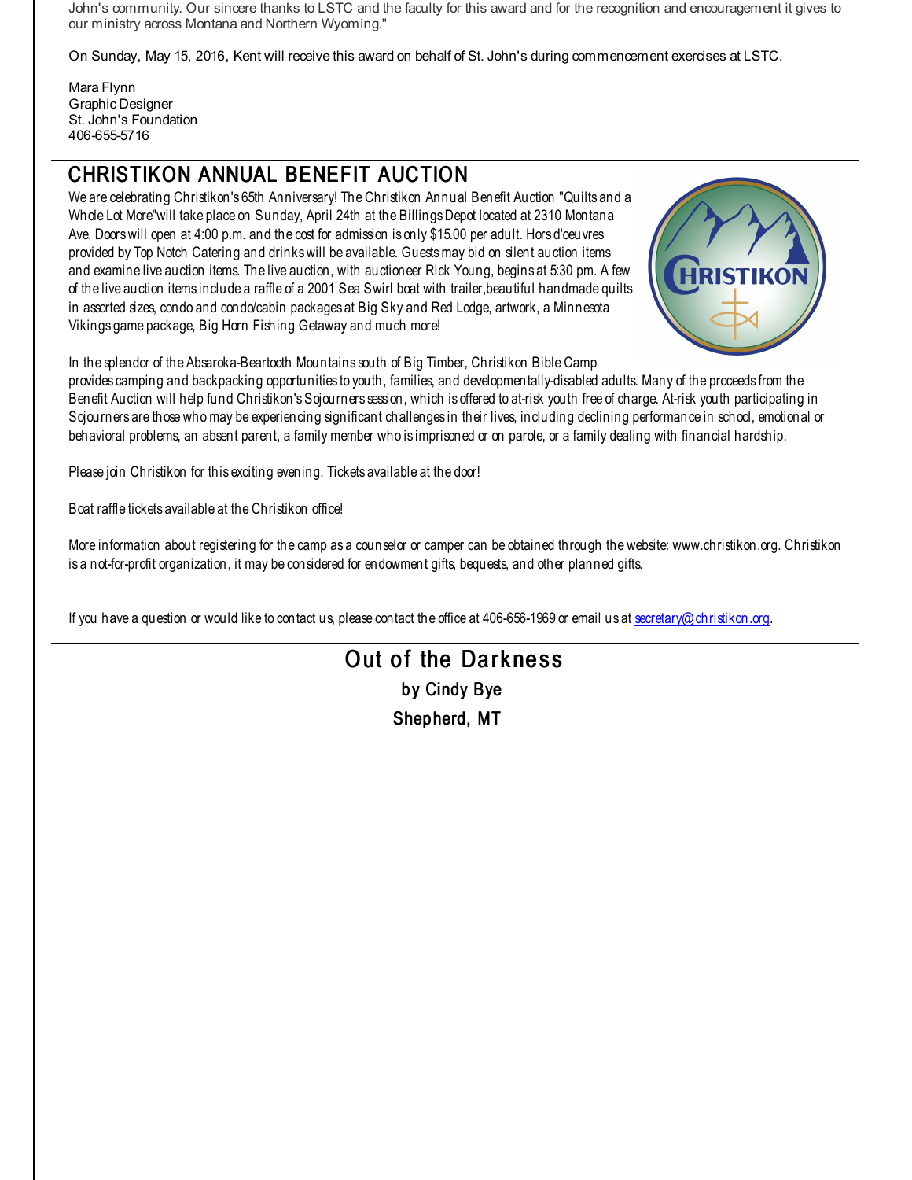John's community. Our sincere thanks to LSTC and the faculty for this award and for the recognition and encouragement it gives to our ministry across Montana and Northern Wyoming."

On Sunday, May 15, 2016, Kent will receive this award on behalf of St. John's during commencement exercises at LSTC.

Mara Flynn
Graphic Designer
St. John's Foundation
406-655-5716

## CHRISTIKON ANNUAL BENEFIT AUCTION

We are celebrating Christikon's 65th Anniversary! The Christikon Annual Benefit Auction "Quilts and a Whole Lot More"will take place on Sunday, April 24th at the Billings Depot located at 2310 Montana Ave. Doors will open at 4:00 p.m. and the cost for admission is only $15.00 per adult. Hors d'oeuvres provided by Top Notch Catering and drinks will be available. Guests may bid on silent auction items and examine live auction items. The live auction, with auctioneer Rick Young, begins at 5:30 pm. A few of the live auction items include a raffle of a 2001 Sea Swirl boat with trailer,beautiful handmade quilts in assorted sizes, condo and condo/cabin packages at Big Sky and Red Lodge, artwork, a Minnesota Vikings game package, Big Horn Fishing Getaway and much more!

In the splendor of the Absaroka-Beartooth Mountains south of Big Timber, Christikon Bible Camp provides camping and backpacking opportunities to youth, families, and developmentally-disabled adults. Many of the proceeds from the Benefit Auction will help fund Christikon's Sojourners session, which is offered to at-risk youth free of charge. At-risk youth participating in Sojourners are those who may be experiencing significant challenges in their lives, including declining performance in school, emotional or behavioral problems, an absent parent, a family member who is imprisoned or on parole, or a family dealing with financial hardship.

Please join Christikon for this exciting evening. Tickets available at the door!

Boat raffle tickets available at the Christikon office!

More information about registering for the camp as a counselor or camper can be obtained through the website: www.christikon.org. Christikon is a not-for-profit organization, it may be considered for endowment gifts, bequests, and other planned gifts.

If you have a question or would like to contact us, please contact the office at 406-656-1969 or email us at secretary@christikon.org.

## Out of the Darkness

**by Cindy Bye**

**Shepherd, MT**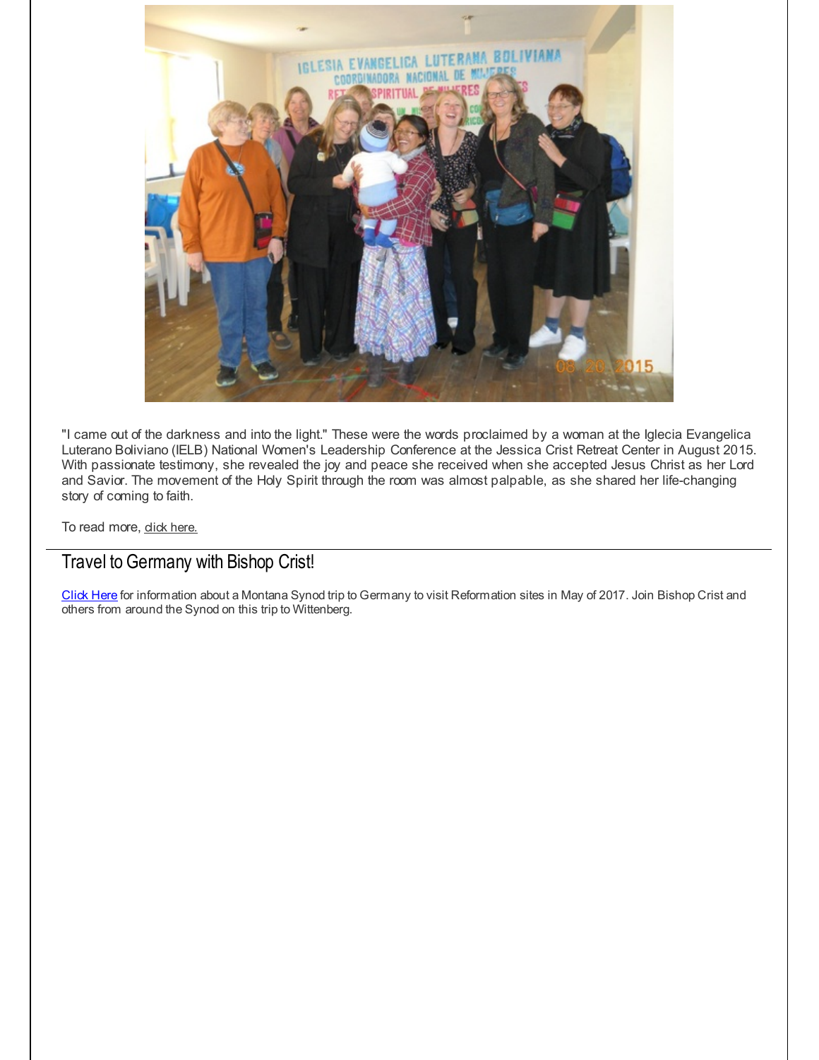"I came out of the darkness and into the light." These were the words proclaimed by a woman at the Iglecia Evangelica Luterano Boliviano (IELB) National Women's Leadership Conference at the Jessica Crist Retreat Center in August 2015. With passionate testimony, she revealed the joy and peace she received when she accepted Jesus Christ as her Lord and Savior. The movement of the Holy Spirit through the room was almost palpable, as she shared her life-changing story of coming to faith.

To read more, click here.

## Travel to Germany with Bishop Crist!

Click Here for information about a Montana Synod trip to Germany to visit Reformation sites in May of 2017. Join Bishop Crist and others from around the Synod on this trip to Wittenberg.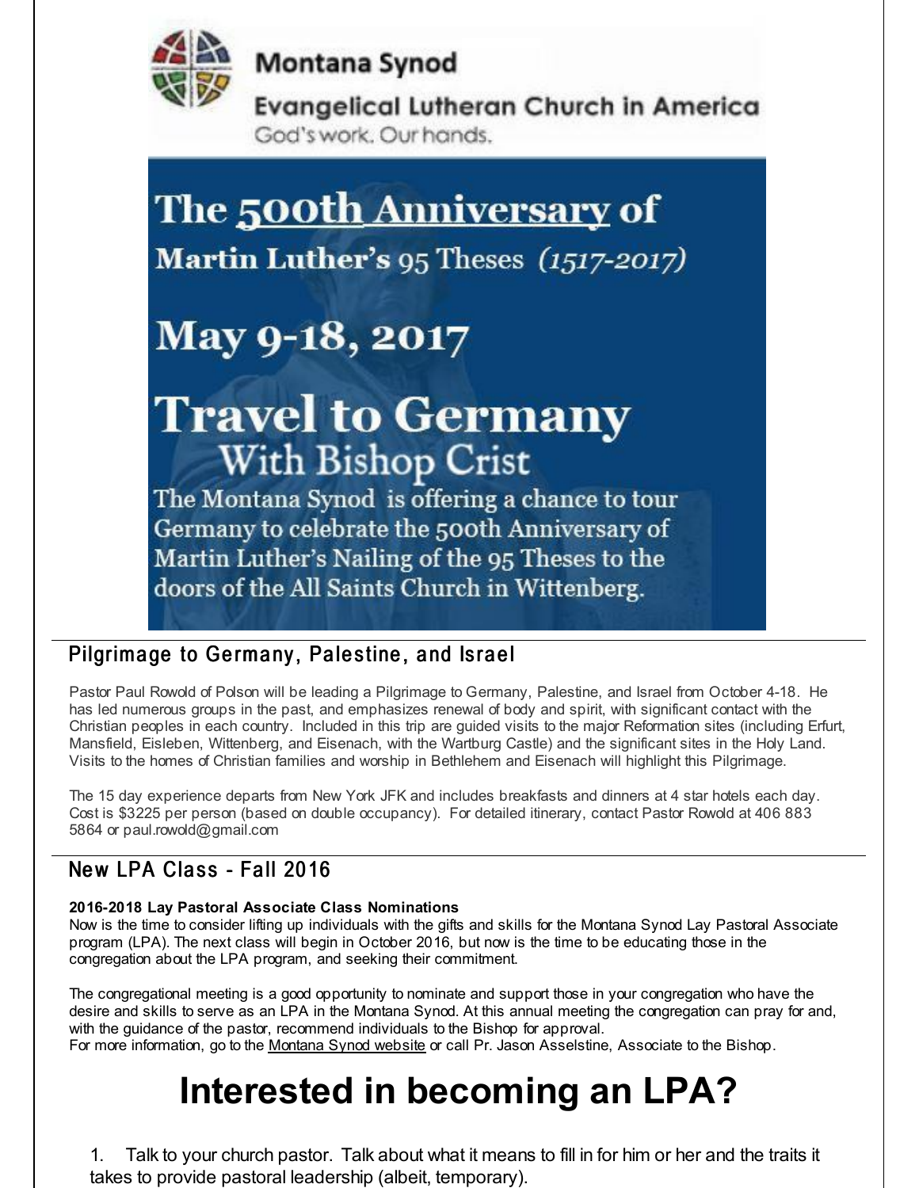Montana Synod

Evangelical Lutheran Church in America

God's work. Our hands.

# The 500th Anniversary of Martin Luther's 95 Theses *(1517-2017)*

## May 9-18, 2017

# Travel to Germany

## With Bishop Crist

The Montana Synod is offering a chance to tour Germany to celebrate the 500th Anniversary of Martin Luther's Nailing of the 95 Theses to the doors of the All Saints Church in Wittenberg.

## Pilgrimage to Germany, Palestine, and Israel

Pastor Paul Rowold of Polson will be leading a Pilgrimage to Germany, Palestine, and Israel from October 4-18. He has led numerous groups in the past, and emphasizes renewal of body and spirit, with significant contact with the Christian peoples in each country. Included in this trip are guided visits to the major Reformation sites (including Erfurt, Mansfield, Eisleben, Wittenberg, and Eisenach, with the Wartburg Castle) and the significant sites in the Holy Land. Visits to the homes of Christian families and worship in Bethlehem and Eisenach will highlight this Pilgrimage.

The 15 day experience departs from New York JFK and includes breakfasts and dinners at 4 star hotels each day. Cost is $3225 per person (based on double occupancy). For detailed itinerary, contact Pastor Rowold at 406 883 5864 or paul.rowold@gmail.com

## New LPA Class - Fall 2016

**2016-2018 Lay Pastoral Associate Class Nominations**

Now is the time to consider lifting up individuals with the gifts and skills for the Montana Synod Lay Pastoral Associate program (LPA). The next class will begin in October 2016, but now is the time to be educating those in the congregation about the LPA program, and seeking their commitment.

The congregational meeting is a good opportunity to nominate and support those in your congregation who have the desire and skills to serve as an LPA in the Montana Synod. At this annual meeting the congregation can pray for and, with the guidance of the pastor, recommend individuals to the Bishop for approval.

For more information, go to the Montana Synod website or call Pr. Jason Asselstine, Associate to the Bishop.

# Interested in becoming an LPA?

1. Talk to your church pastor. Talk about what it means to fill in for him or her and the traits it takes to provide pastoral leadership (albeit, temporary).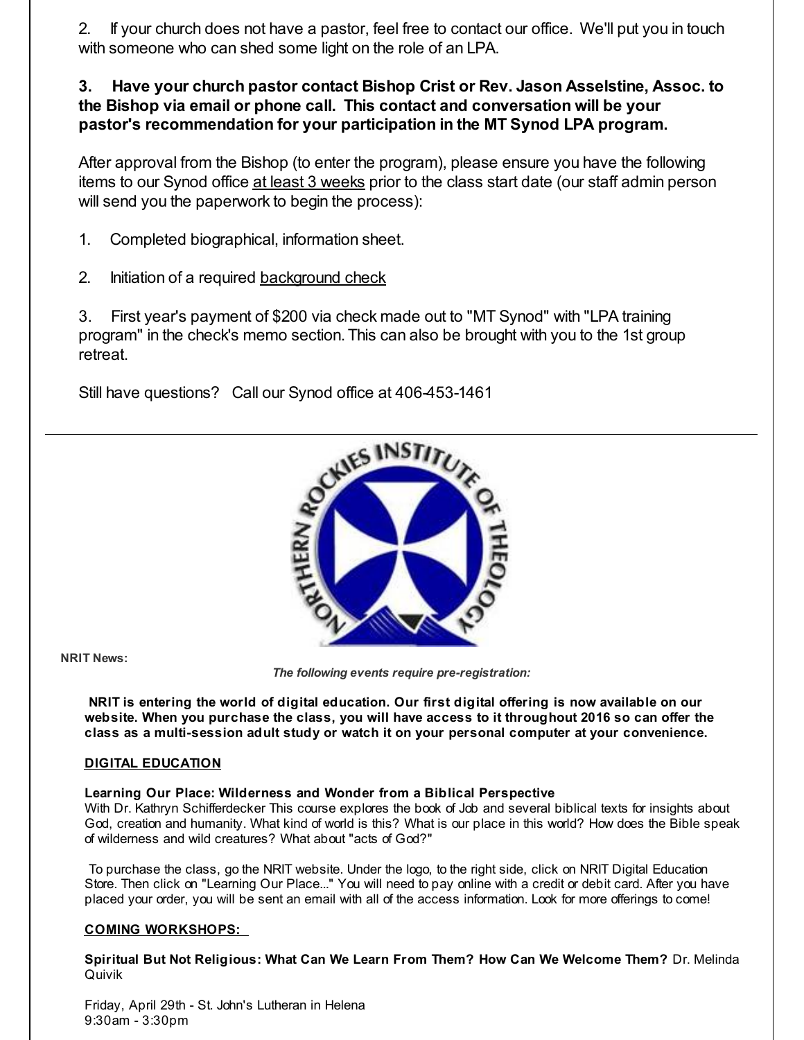2. If your church does not have a pastor, feel free to contact our office. We'll put you in touch with someone who can shed some light on the role of an LPA.

**3. Have your church pastor contact Bishop Crist or Rev. Jason Asselstine, Assoc. to the Bishop via email or phone call. This contact and conversation will be your pastor's recommendation for your participation in the MT Synod LPA program.**

After approval from the Bishop (to enter the program), please ensure you have the following items to our Synod office at least 3 weeks prior to the class start date (our staff admin person will send you the paperwork to begin the process):

1. Completed biographical, information sheet.

2. Initiation of a required background check

3. First year's payment of $200 via check made out to "MT Synod" with "LPA training program" in the check's memo section. This can also be brought with you to the 1st group retreat.

Still have questions? Call our Synod office at 406-453-1461

---

NORTHERN ROCKIES INSTITUTE OF THEOLOGY

**NRIT News:**

***The following events require pre-registration:***

**NRIT is entering the world of digital education. Our first digital offering is now available on our website. When you purchase the class, you will have access to it throughout 2016 so can offer the class as a multi-session adult study or watch it on your personal computer at your convenience.**

**DIGITAL EDUCATION**

**Learning Our Place: Wilderness and Wonder from a Biblical Perspective**
With Dr. Kathryn Schifferdecker This course explores the book of Job and several biblical texts for insights about God, creation and humanity. What kind of world is this? What is our place in this world? How does the Bible speak of wilderness and wild creatures? What about "acts of God?"

To purchase the class, go the NRIT website. Under the logo, to the right side, click on NRIT Digital Education Store. Then click on "Learning Our Place..." You will need to pay online with a credit or debit card. After you have placed your order, you will be sent an email with all of the access information. Look for more offerings to come!

**COMING WORKSHOPS:**

**Spiritual But Not Religious: What Can We Learn From Them? How Can We Welcome Them?** Dr. Melinda Quivik

Friday, April 29th - St. John's Lutheran in Helena
9:30am - 3:30pm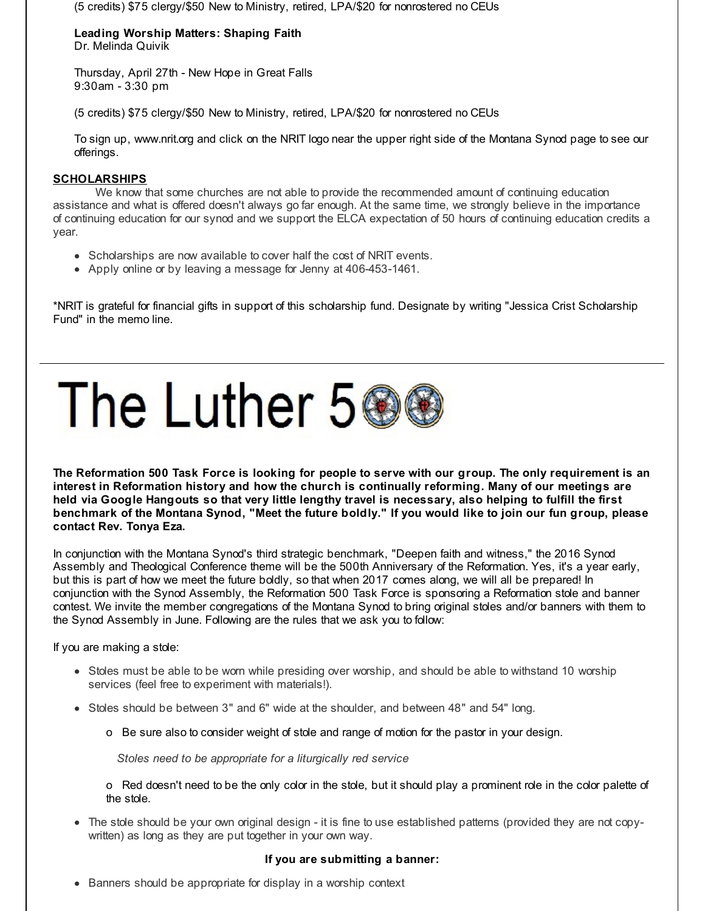(5 credits) $75 clergy/$50 New to Ministry, retired, LPA/$20 for nonrostered no CEUs

**Leading Worship Matters: Shaping Faith**
Dr. Melinda Quivik

Thursday, April 27th - New Hope in Great Falls
9:30am - 3:30 pm

(5 credits) $75 clergy/$50 New to Ministry, retired, LPA/$20 for nonrostered no CEUs

To sign up, www.nrit.org and click on the NRIT logo near the upper right side of the Montana Synod page to see our offerings.

**SCHOLARSHIPS**

We know that some churches are not able to provide the recommended amount of continuing education assistance and what is offered doesn't always go far enough. At the same time, we strongly believe in the importance of continuing education for our synod and we support the ELCA expectation of 50 hours of continuing education credits a year.

- Scholarships are now available to cover half the cost of NRIT events.
- Apply online or by leaving a message for Jenny at 406-453-1461.

*NRIT is grateful for financial gifts in support of this scholarship fund. Designate by writing "Jessica Crist Scholarship Fund" in the memo line.

---

# The Luther 500

**The Reformation 500 Task Force is looking for people to serve with our group. The only requirement is an interest in Reformation history and how the church is continually reforming. Many of our meetings are held via Google Hangouts so that very little lengthy travel is necessary, also helping to fulfill the first benchmark of the Montana Synod, "Meet the future boldly." If you would like to join our fun group, please contact Rev. Tonya Eza.**

In conjunction with the Montana Synod's third strategic benchmark, "Deepen faith and witness," the 2016 Synod Assembly and Theological Conference theme will be the 500th Anniversary of the Reformation. Yes, it's a year early, but this is part of how we meet the future boldly, so that when 2017 comes along, we will all be prepared! In conjunction with the Synod Assembly, the Reformation 500 Task Force is sponsoring a Reformation stole and banner contest. We invite the member congregations of the Montana Synod to bring original stoles and/or banners with them to the Synod Assembly in June. Following are the rules that we ask you to follow:

If you are making a stole:

- Stoles must be able to be worn while presiding over worship, and should be able to withstand 10 worship services (feel free to experiment with materials!).
- Stoles should be between 3" and 6" wide at the shoulder, and between 48" and 54" long.
  - Be sure also to consider weight of stole and range of motion for the pastor in your design.

  *Stoles need to be appropriate for a liturgically red service*

  - Red doesn't need to be the only color in the stole, but it should play a prominent role in the color palette of the stole.
- The stole should be your own original design - it is fine to use established patterns (provided they are not copy-written) as long as they are put together in your own way.

**If you are submitting a banner:**

- Banners should be appropriate for display in a worship context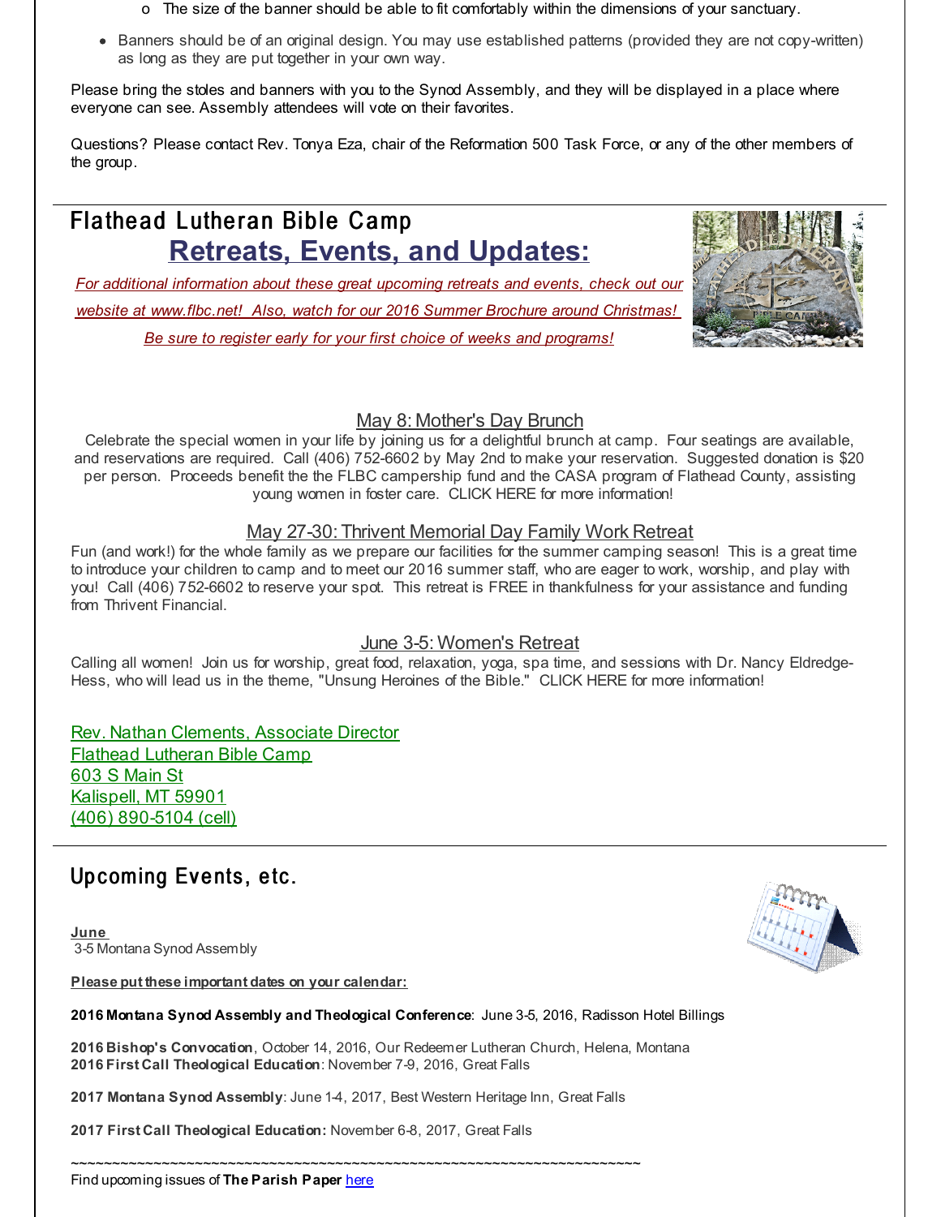- The size of the banner should be able to fit comfortably within the dimensions of your sanctuary.

- Banners should be of an original design. You may use established patterns (provided they are not copy-written) as long as they are put together in your own way.

Please bring the stoles and banners with you to the Synod Assembly, and they will be displayed in a place where everyone can see. Assembly attendees will vote on their favorites.

Questions? Please contact Rev. Tonya Eza, chair of the Reformation 500 Task Force, or any of the other members of the group.

---

## Flathead Lutheran Bible Camp

### Retreats, Events, and Updates:

*For additional information about these great upcoming retreats and events, check out our website at www.flbc.net! Also, watch for our 2016 Summer Brochure around Christmas! Be sure to register early for your first choice of weeks and programs!*

May 8: Mother's Day Brunch

Celebrate the special women in your life by joining us for a delightful brunch at camp. Four seatings are available, and reservations are required. Call (406) 752-6602 by May 2nd to make your reservation. Suggested donation is $20 per person. Proceeds benefit the the FLBC campership fund and the CASA program of Flathead County, assisting young women in foster care. CLICK HERE for more information!

May 27-30: Thrivent Memorial Day Family Work Retreat

Fun (and work!) for the whole family as we prepare our facilities for the summer camping season! This is a great time to introduce your children to camp and to meet our 2016 summer staff, who are eager to work, worship, and play with you! Call (406) 752-6602 to reserve your spot. This retreat is FREE in thankfulness for your assistance and funding from Thrivent Financial.

June 3-5: Women's Retreat

Calling all women! Join us for worship, great food, relaxation, yoga, spa time, and sessions with Dr. Nancy Eldredge-Hess, who will lead us in the theme, "Unsung Heroines of the Bible." CLICK HERE for more information!

Rev. Nathan Clements, Associate Director
Flathead Lutheran Bible Camp
603 S Main St
Kalispell, MT 59901
(406) 890-5104 (cell)

---

## Upcoming Events, etc.

**June**
3-5 Montana Synod Assembly

**Please put these important dates on your calendar:**

**2016 Montana Synod Assembly and Theological Conference**: June 3-5, 2016, Radisson Hotel Billings

**2016 Bishop's Convocation**, October 14, 2016, Our Redeemer Lutheran Church, Helena, Montana
**2016 First Call Theological Education**: November 7-9, 2016, Great Falls

**2017 Montana Synod Assembly**: June 1-4, 2017, Best Western Heritage Inn, Great Falls

**2017 First Call Theological Education:** November 6-8, 2017, Great Falls

~~~~~~~~~~~~~~~~~~~~~~~~~~~~~~~~~~~~~~~~~~~~~~~~~~~~~~~~~~~~~~~~~~~~~~~~~~~~

Find upcoming issues of **The Parish Paper** here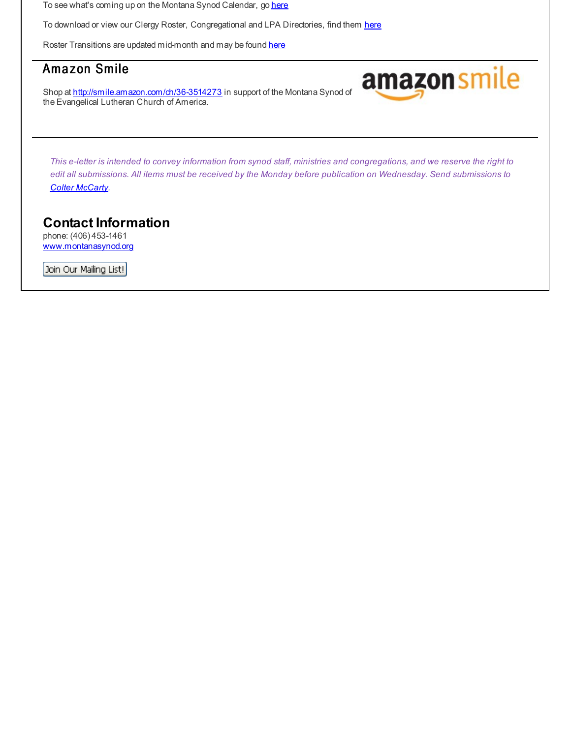To see what's coming up on the Montana Synod Calendar, go here

To download or view our Clergy Roster, Congregational and LPA Directories, find them here

Roster Transitions are updated mid-month and may be found here

---

## Amazon Smile

Shop at http://smile.amazon.com/ch/36-3514273 in support of the Montana Synod of the Evangelical Lutheran Church of America.

---

*This e-letter is intended to convey information from synod staff, ministries and congregations, and we reserve the right to edit all submissions. All items must be received by the Monday before publication on Wednesday. Send submissions to Colter McCarty.*

## Contact Information

phone: (406) 453-1461
www.montanasynod.org

Join Our Mailing List!